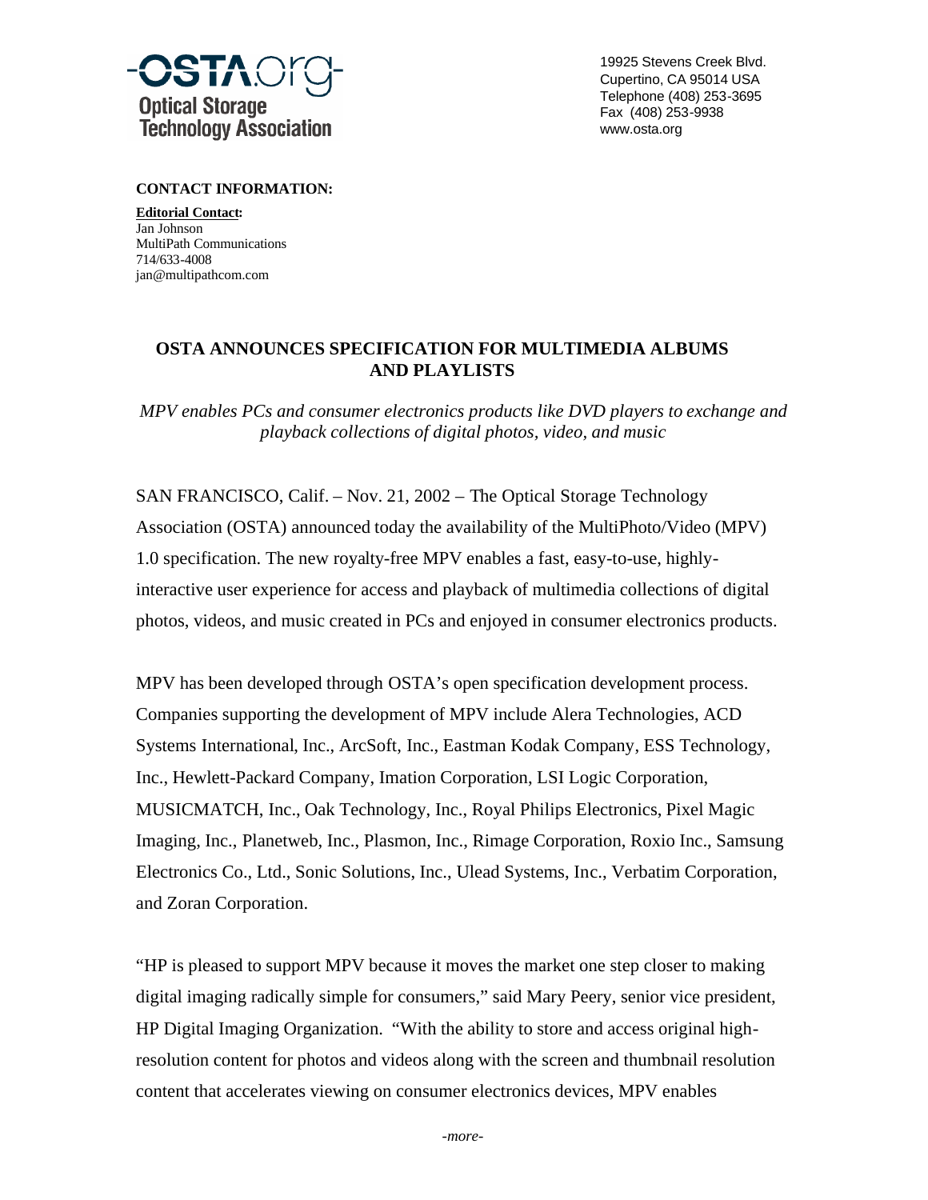**OSTA.org**
**Optical Storage Technology Association**

19925 Stevens Creek Blvd.
Cupertino, CA 95014 USA
Telephone (408) 253-3695
Fax (408) 253-9938
www.osta.org

**CONTACT INFORMATION:**

**Editorial Contact:**
Jan Johnson
MultiPath Communications
714/633-4008
jan@multipathcom.com

# OSTA ANNOUNCES SPECIFICATION FOR MULTIMEDIA ALBUMS AND PLAYLISTS

*MPV enables PCs and consumer electronics products like DVD players to exchange and playback collections of digital photos, video, and music*

SAN FRANCISCO, Calif. – Nov. 21, 2002 – The Optical Storage Technology Association (OSTA) announced today the availability of the MultiPhoto/Video (MPV) 1.0 specification. The new royalty-free MPV enables a fast, easy-to-use, highly-interactive user experience for access and playback of multimedia collections of digital photos, videos, and music created in PCs and enjoyed in consumer electronics products.

MPV has been developed through OSTA's open specification development process. Companies supporting the development of MPV include Alera Technologies, ACD Systems International, Inc., ArcSoft, Inc., Eastman Kodak Company, ESS Technology, Inc., Hewlett-Packard Company, Imation Corporation, LSI Logic Corporation, MUSICMATCH, Inc., Oak Technology, Inc., Royal Philips Electronics, Pixel Magic Imaging, Inc., Planetweb, Inc., Plasmon, Inc., Rimage Corporation, Roxio Inc., Samsung Electronics Co., Ltd., Sonic Solutions, Inc., Ulead Systems, Inc., Verbatim Corporation, and Zoran Corporation.

"HP is pleased to support MPV because it moves the market one step closer to making digital imaging radically simple for consumers," said Mary Peery, senior vice president, HP Digital Imaging Organization. "With the ability to store and access original high-resolution content for photos and videos along with the screen and thumbnail resolution content that accelerates viewing on consumer electronics devices, MPV enables

*-more-*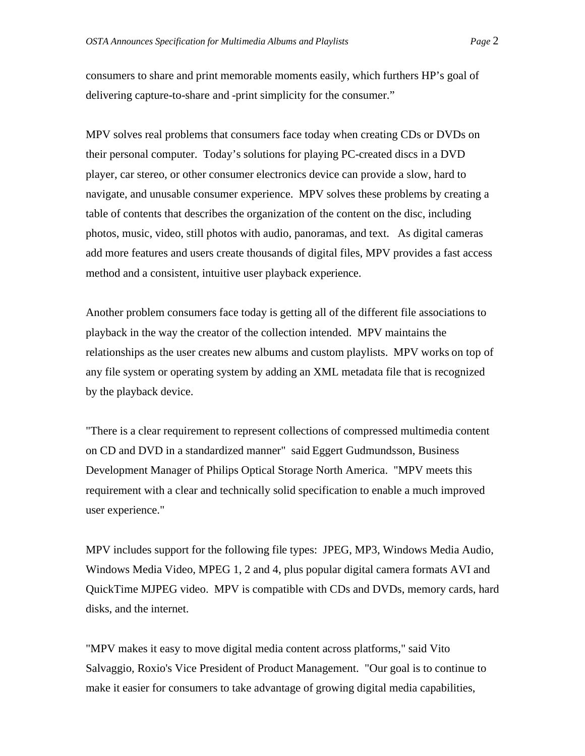consumers to share and print memorable moments easily, which furthers HP's goal of delivering capture-to-share and -print simplicity for the consumer."

MPV solves real problems that consumers face today when creating CDs or DVDs on their personal computer. Today's solutions for playing PC-created discs in a DVD player, car stereo, or other consumer electronics device can provide a slow, hard to navigate, and unusable consumer experience. MPV solves these problems by creating a table of contents that describes the organization of the content on the disc, including photos, music, video, still photos with audio, panoramas, and text. As digital cameras add more features and users create thousands of digital files, MPV provides a fast access method and a consistent, intuitive user playback experience.

Another problem consumers face today is getting all of the different file associations to playback in the way the creator of the collection intended. MPV maintains the relationships as the user creates new albums and custom playlists. MPV works on top of any file system or operating system by adding an XML metadata file that is recognized by the playback device.

"There is a clear requirement to represent collections of compressed multimedia content on CD and DVD in a standardized manner" said Eggert Gudmundsson, Business Development Manager of Philips Optical Storage North America. "MPV meets this requirement with a clear and technically solid specification to enable a much improved user experience."

MPV includes support for the following file types: JPEG, MP3, Windows Media Audio, Windows Media Video, MPEG 1, 2 and 4, plus popular digital camera formats AVI and QuickTime MJPEG video. MPV is compatible with CDs and DVDs, memory cards, hard disks, and the internet.

"MPV makes it easy to move digital media content across platforms," said Vito Salvaggio, Roxio's Vice President of Product Management. "Our goal is to continue to make it easier for consumers to take advantage of growing digital media capabilities,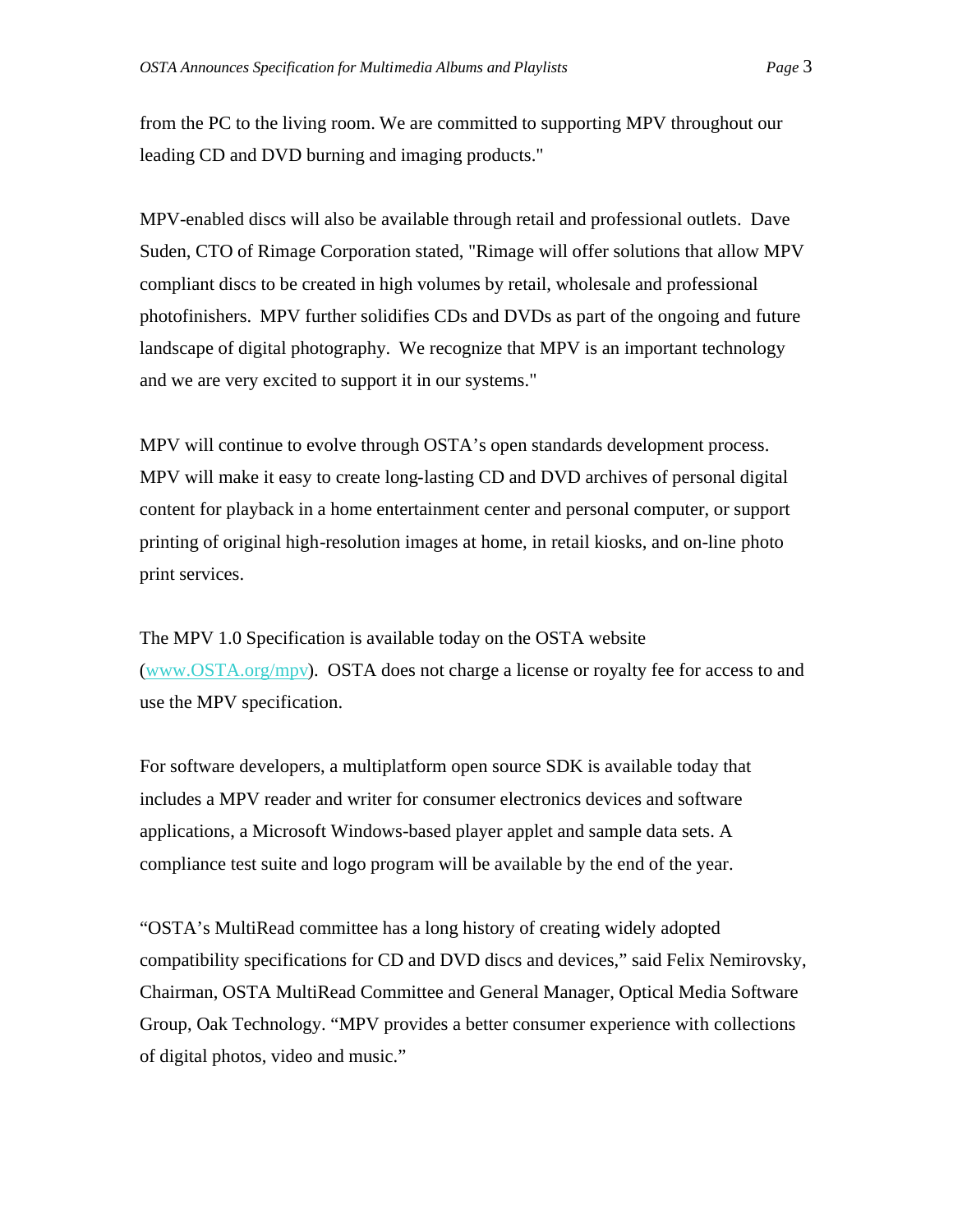from the PC to the living room. We are committed to supporting MPV throughout our leading CD and DVD burning and imaging products."

MPV-enabled discs will also be available through retail and professional outlets. Dave Suden, CTO of Rimage Corporation stated, "Rimage will offer solutions that allow MPV compliant discs to be created in high volumes by retail, wholesale and professional photofinishers. MPV further solidifies CDs and DVDs as part of the ongoing and future landscape of digital photography. We recognize that MPV is an important technology and we are very excited to support it in our systems."

MPV will continue to evolve through OSTA's open standards development process. MPV will make it easy to create long-lasting CD and DVD archives of personal digital content for playback in a home entertainment center and personal computer, or support printing of original high-resolution images at home, in retail kiosks, and on-line photo print services.

The MPV 1.0 Specification is available today on the OSTA website (www.OSTA.org/mpv). OSTA does not charge a license or royalty fee for access to and use the MPV specification.

For software developers, a multiplatform open source SDK is available today that includes a MPV reader and writer for consumer electronics devices and software applications, a Microsoft Windows-based player applet and sample data sets. A compliance test suite and logo program will be available by the end of the year.

"OSTA's MultiRead committee has a long history of creating widely adopted compatibility specifications for CD and DVD discs and devices," said Felix Nemirovsky, Chairman, OSTA MultiRead Committee and General Manager, Optical Media Software Group, Oak Technology. "MPV provides a better consumer experience with collections of digital photos, video and music."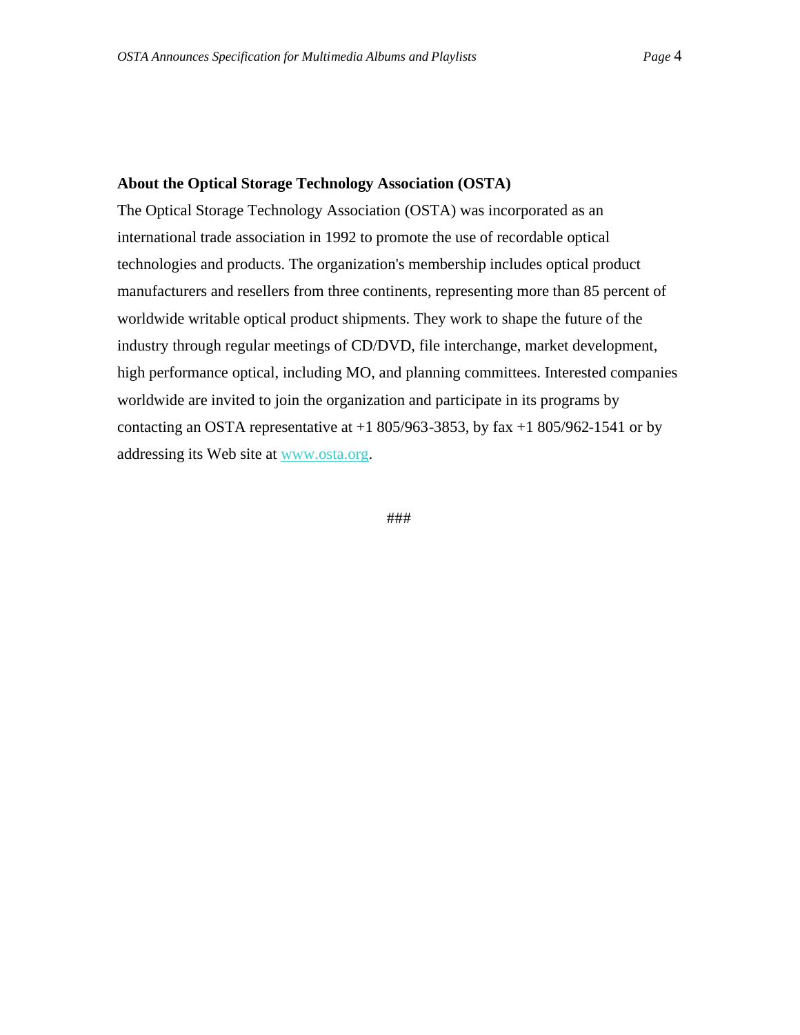**About the Optical Storage Technology Association (OSTA)**

The Optical Storage Technology Association (OSTA) was incorporated as an international trade association in 1992 to promote the use of recordable optical technologies and products. The organization's membership includes optical product manufacturers and resellers from three continents, representing more than 85 percent of worldwide writable optical product shipments. They work to shape the future of the industry through regular meetings of CD/DVD, file interchange, market development, high performance optical, including MO, and planning committees. Interested companies worldwide are invited to join the organization and participate in its programs by contacting an OSTA representative at +1 805/963-3853, by fax +1 805/962-1541 or by addressing its Web site at www.osta.org.

###